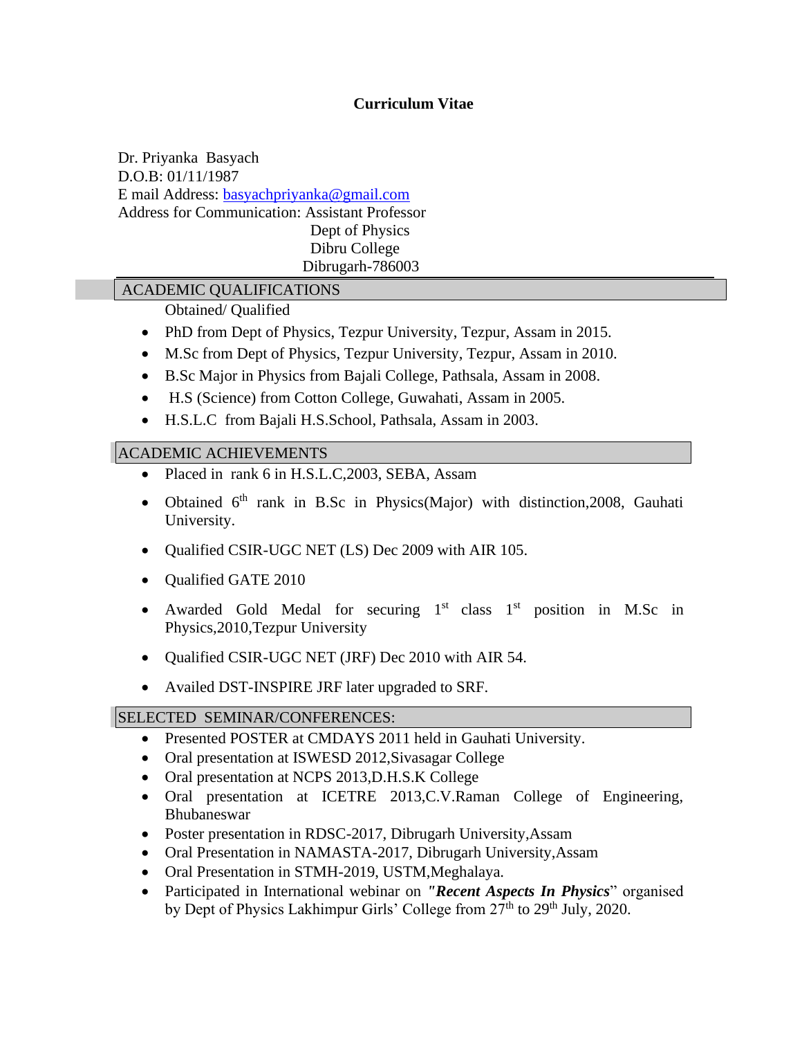# Curriculum Vitae

Dr. Priyanka Basyach
D.O.B: 01/11/1987
E mail Address: basyachpriyanka@gmail.com
Address for Communication: Assistant Professor
Dept of Physics
Dibru College
Dibrugarh-786003

## ACADEMIC QUALIFICATIONS

Obtained/ Qualified

- PhD from Dept of Physics, Tezpur University, Tezpur, Assam in 2015.
- M.Sc from Dept of Physics, Tezpur University, Tezpur, Assam in 2010.
- B.Sc Major in Physics from Bajali College, Pathsala, Assam in 2008.
- H.S (Science) from Cotton College, Guwahati, Assam in 2005.
- H.S.L.C from Bajali H.S.School, Pathsala, Assam in 2003.

## ACADEMIC ACHIEVEMENTS

- Placed in rank 6 in H.S.L.C,2003, SEBA, Assam
- Obtained 6th rank in B.Sc in Physics(Major) with distinction,2008, Gauhati University.
- Qualified CSIR-UGC NET (LS) Dec 2009 with AIR 105.
- Qualified GATE 2010
- Awarded Gold Medal for securing 1st class 1st position in M.Sc in Physics,2010,Tezpur University
- Qualified CSIR-UGC NET (JRF) Dec 2010 with AIR 54.
- Availed DST-INSPIRE JRF later upgraded to SRF.

## SELECTED SEMINAR/CONFERENCES:

- Presented POSTER at CMDAYS 2011 held in Gauhati University.
- Oral presentation at ISWESD 2012,Sivasagar College
- Oral presentation at NCPS 2013,D.H.S.K College
- Oral presentation at ICETRE 2013,C.V.Raman College of Engineering, Bhubaneswar
- Poster presentation in RDSC-2017, Dibrugarh University,Assam
- Oral Presentation in NAMASTA-2017, Dibrugarh University,Assam
- Oral Presentation in STMH-2019, USTM,Meghalaya.
- Participated in International webinar on ***"Recent Aspects In Physics***" organised by Dept of Physics Lakhimpur Girls' College from 27th to 29th July, 2020.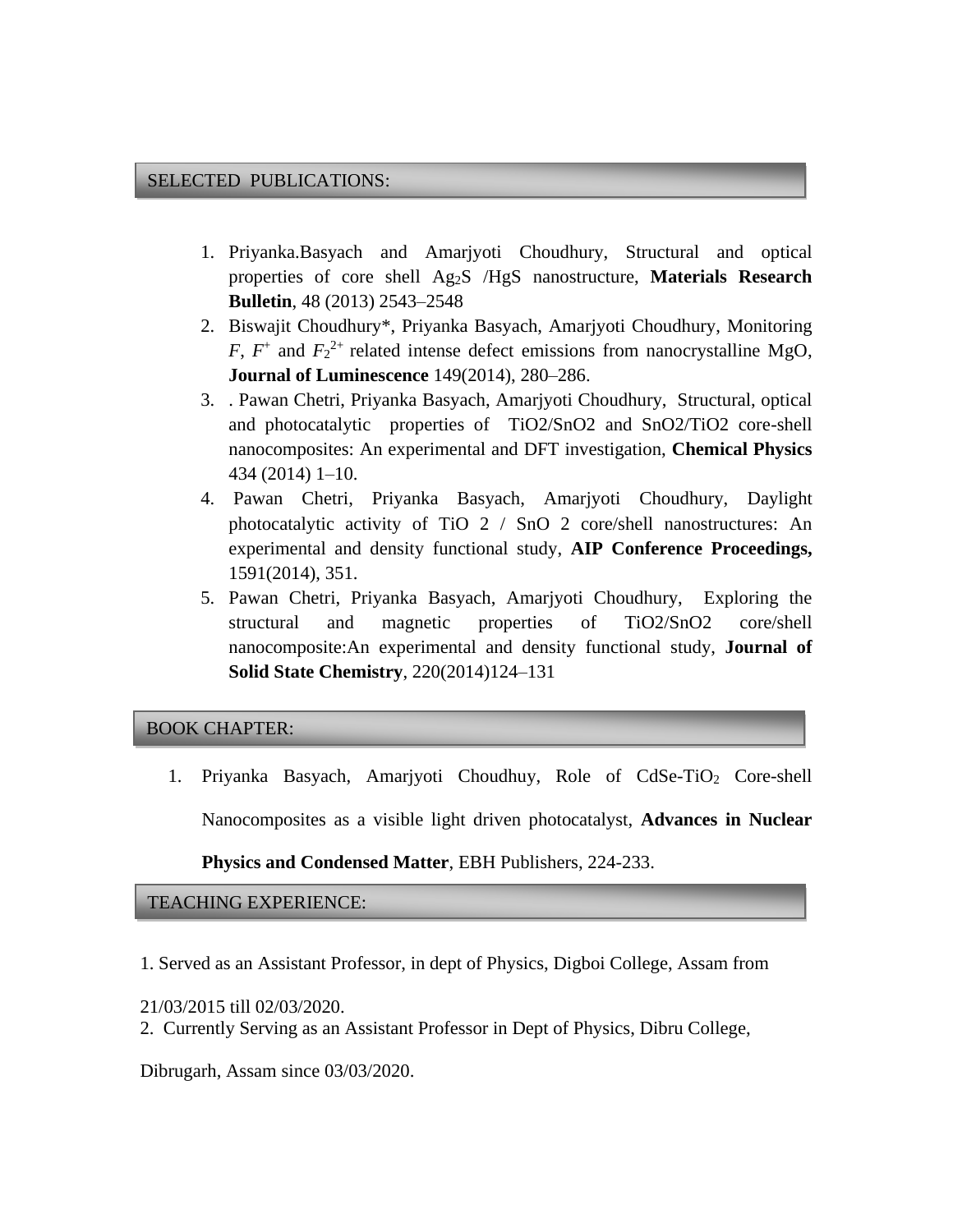## SELECTED PUBLICATIONS:

1. Priyanka.Basyach and Amarjyoti Choudhury, Structural and optical properties of core shell $Ag_2S$ /HgS nanostructure, **Materials Research Bulletin**, 48 (2013) 2543–2548
2. Biswajit Choudhury*, Priyanka Basyach, Amarjyoti Choudhury, Monitoring *F*, $F^+$ and $F_2^{2+}$ related intense defect emissions from nanocrystalline MgO, **Journal of Luminescence** 149(2014), 280–286.
3. . Pawan Chetri, Priyanka Basyach, Amarjyoti Choudhury, Structural, optical and photocatalytic properties of TiO2/SnO2 and SnO2/TiO2 core-shell nanocomposites: An experimental and DFT investigation, **Chemical Physics** 434 (2014) 1–10.
4. Pawan Chetri, Priyanka Basyach, Amarjyoti Choudhury, Daylight photocatalytic activity of TiO 2 / SnO 2 core/shell nanostructures: An experimental and density functional study, **AIP Conference Proceedings,** 1591(2014), 351.
5. Pawan Chetri, Priyanka Basyach, Amarjyoti Choudhury, Exploring the structural and magnetic properties of TiO2/SnO2 core/shell nanocomposite:An experimental and density functional study, **Journal of Solid State Chemistry**, 220(2014)124–131

## BOOK CHAPTER:

1. Priyanka Basyach, Amarjyoti Choudhuy, Role of CdSe-$TiO_2$ Core-shell Nanocomposites as a visible light driven photocatalyst, **Advances in Nuclear Physics and Condensed Matter**, EBH Publishers, 224-233.

## TEACHING EXPERIENCE:

1. Served as an Assistant Professor, in dept of Physics, Digboi College, Assam from 21/03/2015 till 02/03/2020.
2. Currently Serving as an Assistant Professor in Dept of Physics, Dibru College, Dibrugarh, Assam since 03/03/2020.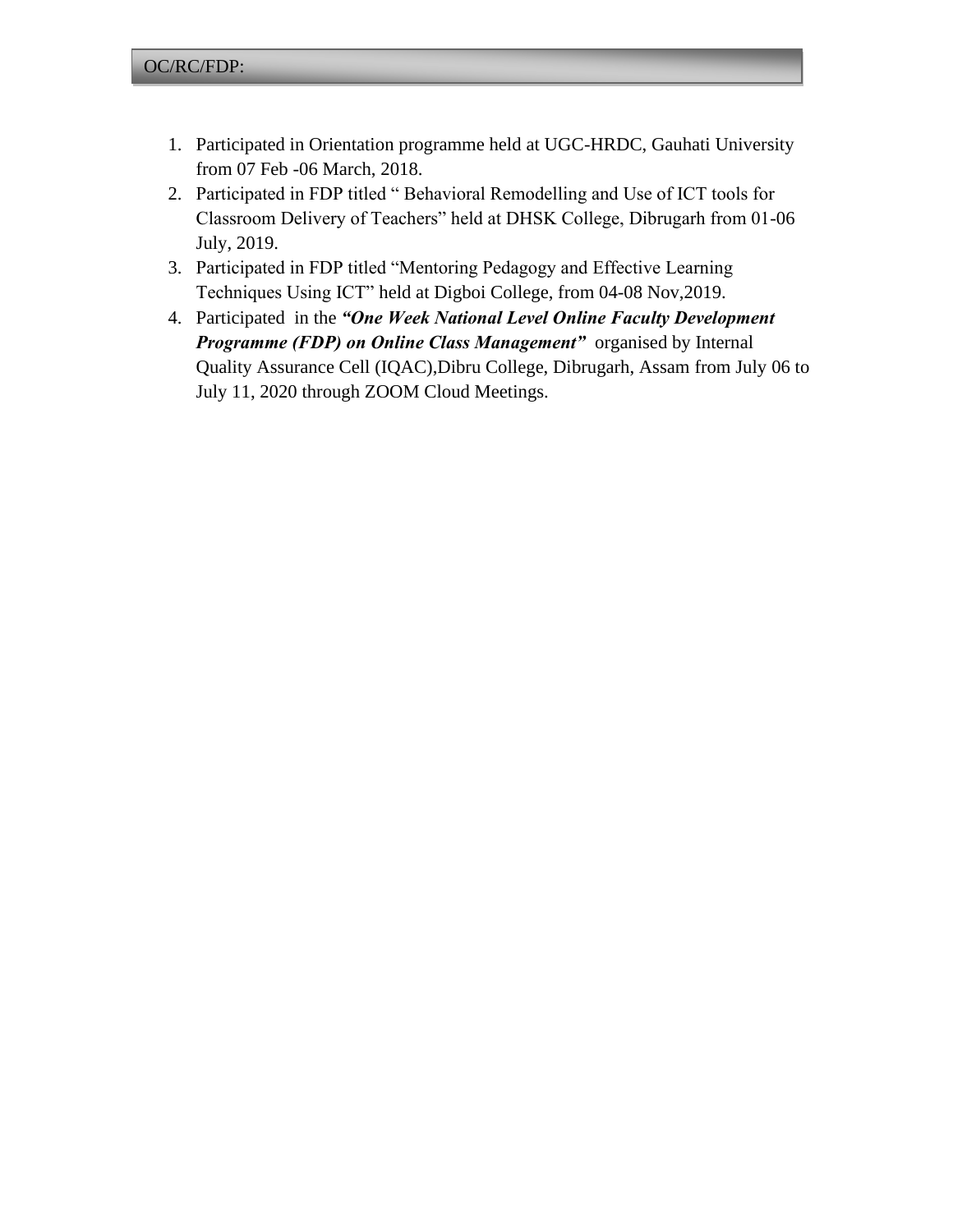## OC/RC/FDP:

1. Participated in Orientation programme held at UGC-HRDC, Gauhati University from 07 Feb -06 March, 2018.
2. Participated in FDP titled " Behavioral Remodelling and Use of ICT tools for Classroom Delivery of Teachers" held at DHSK College, Dibrugarh from 01-06 July, 2019.
3. Participated in FDP titled "Mentoring Pedagogy and Effective Learning Techniques Using ICT" held at Digboi College, from 04-08 Nov,2019.
4. Participated in the ***"One Week National Level Online Faculty Development Programme (FDP) on Online Class Management"*** organised by Internal Quality Assurance Cell (IQAC),Dibru College, Dibrugarh, Assam from July 06 to July 11, 2020 through ZOOM Cloud Meetings.